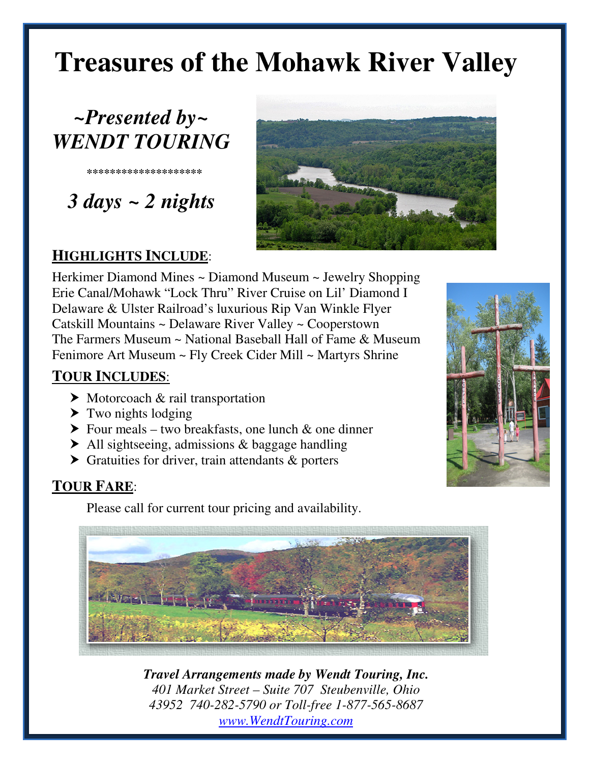# Treasures of the Mohawk River Valley

*~Presented by~*
***WENDT TOURING***

*******************

*3 days ~ 2 nights*

## HIGHLIGHTS INCLUDE:

Herkimer Diamond Mines ~ Diamond Museum ~ Jewelry Shopping
Erie Canal/Mohawk "Lock Thru" River Cruise on Lil' Diamond I
Delaware & Ulster Railroad's luxurious Rip Van Winkle Flyer
Catskill Mountains ~ Delaware River Valley ~ Cooperstown
The Farmers Museum ~ National Baseball Hall of Fame & Museum
Fenimore Art Museum ~ Fly Creek Cider Mill ~ Martyrs Shrine

## TOUR INCLUDES:

- Motorcoach & rail transportation
- Two nights lodging
- Four meals – two breakfasts, one lunch & one dinner
- All sightseeing, admissions & baggage handling
- Gratuities for driver, train attendants & porters

## TOUR FARE:

Please call for current tour pricing and availability.

***Travel Arrangements made by Wendt Touring, Inc.***
*401 Market Street – Suite 707 Steubenville, Ohio 43952 740-282-5790 or Toll-free 1-877-565-8687*
*www.WendtTouring.com*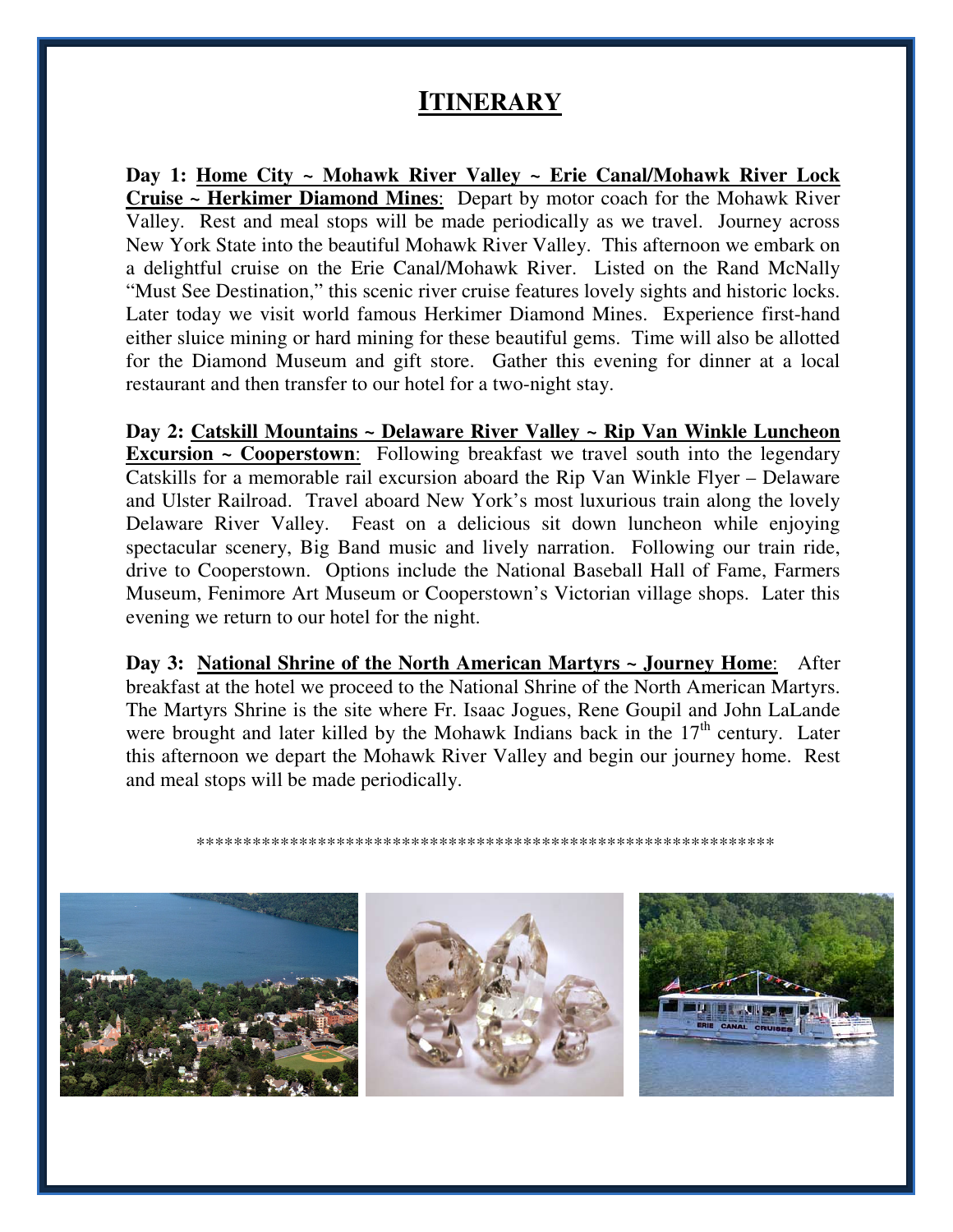# ITINERARY

**Day 1: Home City ~ Mohawk River Valley ~ Erie Canal/Mohawk River Lock Cruise ~ Herkimer Diamond Mines**: Depart by motor coach for the Mohawk River Valley. Rest and meal stops will be made periodically as we travel. Journey across New York State into the beautiful Mohawk River Valley. This afternoon we embark on a delightful cruise on the Erie Canal/Mohawk River. Listed on the Rand McNally "Must See Destination," this scenic river cruise features lovely sights and historic locks. Later today we visit world famous Herkimer Diamond Mines. Experience first-hand either sluice mining or hard mining for these beautiful gems. Time will also be allotted for the Diamond Museum and gift store. Gather this evening for dinner at a local restaurant and then transfer to our hotel for a two-night stay.

**Day 2: Catskill Mountains ~ Delaware River Valley ~ Rip Van Winkle Luncheon Excursion ~ Cooperstown**: Following breakfast we travel south into the legendary Catskills for a memorable rail excursion aboard the Rip Van Winkle Flyer – Delaware and Ulster Railroad. Travel aboard New York's most luxurious train along the lovely Delaware River Valley. Feast on a delicious sit down luncheon while enjoying spectacular scenery, Big Band music and lively narration. Following our train ride, drive to Cooperstown. Options include the National Baseball Hall of Fame, Farmers Museum, Fenimore Art Museum or Cooperstown's Victorian village shops. Later this evening we return to our hotel for the night.

**Day 3: National Shrine of the North American Martyrs ~ Journey Home**: After breakfast at the hotel we proceed to the National Shrine of the North American Martyrs. The Martyrs Shrine is the site where Fr. Isaac Jogues, Rene Goupil and John LaLande were brought and later killed by the Mohawk Indians back in the 17th century. Later this afternoon we depart the Mohawk River Valley and begin our journey home. Rest and meal stops will be made periodically.

*****************************************************************